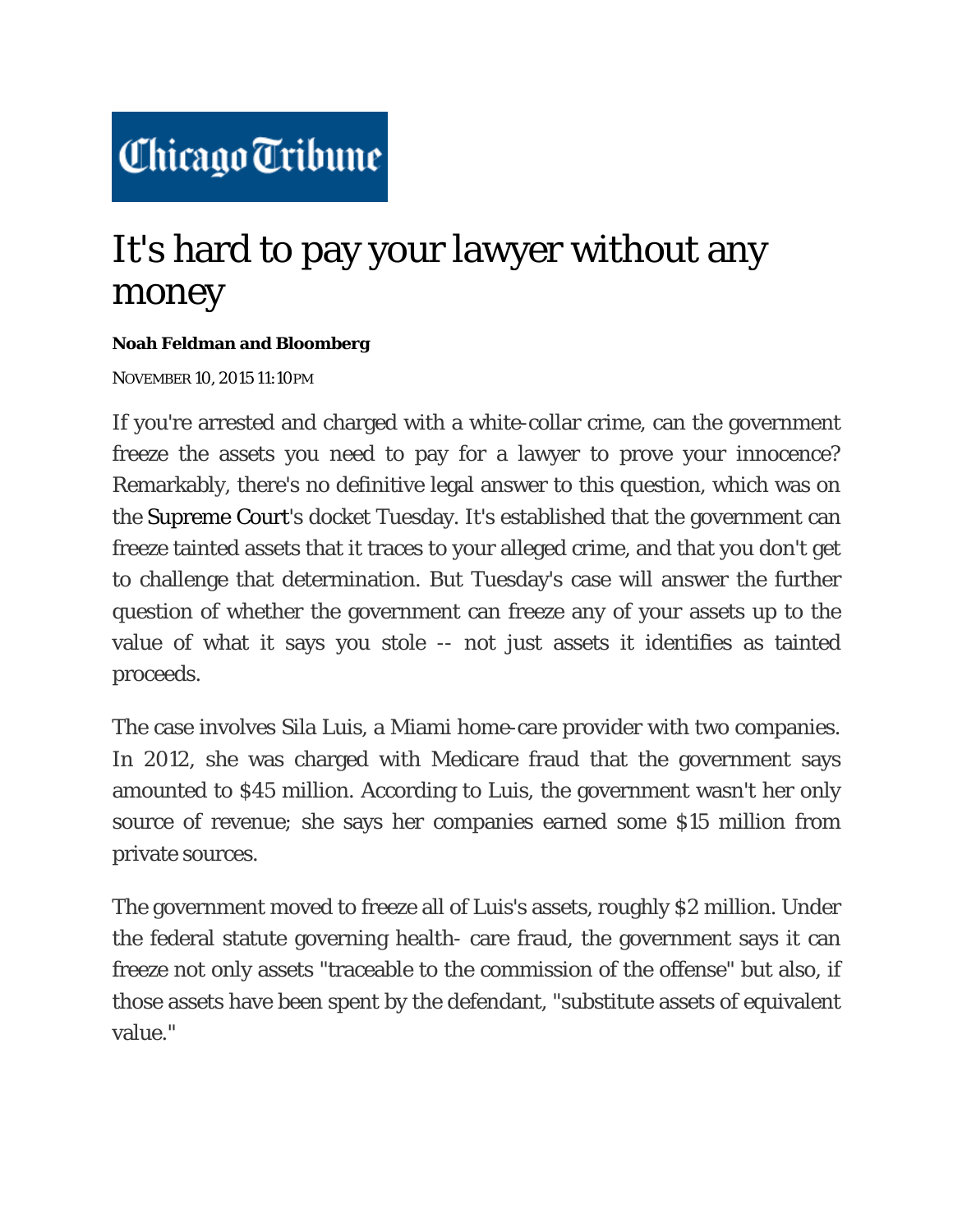Chicago Tribune

# It's hard to pay your lawyer without any money

**Noah Feldman and Bloomberg**

NOVEMBER 10, 2015 11:10PM

If you're arrested and charged with a white-collar crime, can the government freeze the assets you need to pay for a lawyer to prove your innocence? Remarkably, there's no definitive legal answer to this question, which was on the Supreme Court's docket Tuesday. It's established that the government can freeze tainted assets that it traces to your alleged crime, and that you don't get to challenge that determination. But Tuesday's case will answer the further question of whether the government can freeze any of your assets up to the value of what it says you stole -- not just assets it identifies as tainted proceeds.

The case involves Sila Luis, a Miami home-care provider with two companies. In 2012, she was charged with Medicare fraud that the government says amounted to $45 million. According to Luis, the government wasn't her only source of revenue; she says her companies earned some $15 million from private sources.

The government moved to freeze all of Luis's assets, roughly $2 million. Under the federal statute governing health- care fraud, the government says it can freeze not only assets "traceable to the commission of the offense" but also, if those assets have been spent by the defendant, "substitute assets of equivalent value."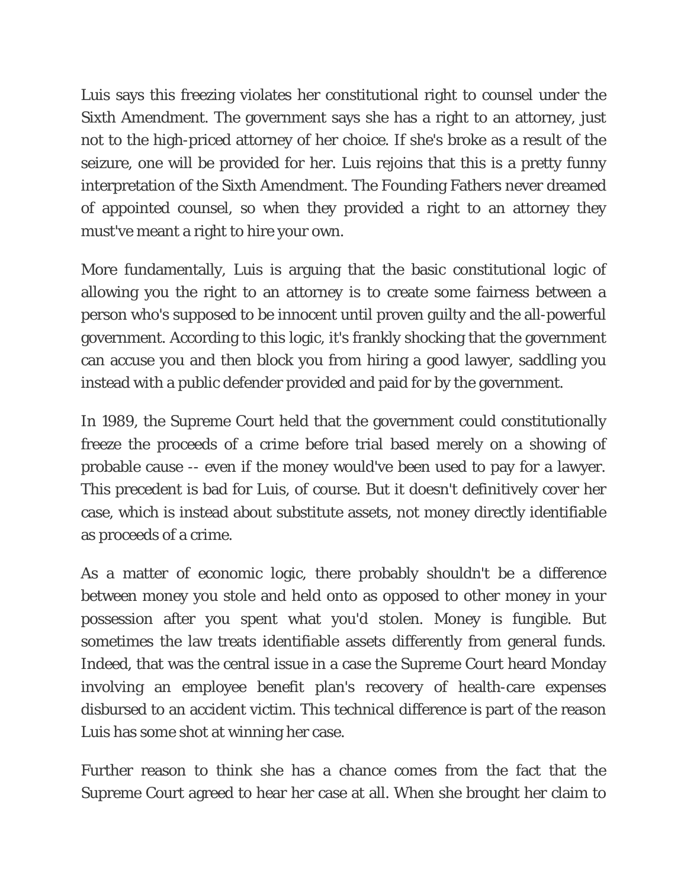Luis says this freezing violates her constitutional right to counsel under the Sixth Amendment. The government says she has a right to an attorney, just not to the high-priced attorney of her choice. If she's broke as a result of the seizure, one will be provided for her. Luis rejoins that this is a pretty funny interpretation of the Sixth Amendment. The Founding Fathers never dreamed of appointed counsel, so when they provided a right to an attorney they must've meant a right to hire your own.

More fundamentally, Luis is arguing that the basic constitutional logic of allowing you the right to an attorney is to create some fairness between a person who's supposed to be innocent until proven guilty and the all-powerful government. According to this logic, it's frankly shocking that the government can accuse you and then block you from hiring a good lawyer, saddling you instead with a public defender provided and paid for by the government.

In 1989, the Supreme Court held that the government could constitutionally freeze the proceeds of a crime before trial based merely on a showing of probable cause -- even if the money would've been used to pay for a lawyer. This precedent is bad for Luis, of course. But it doesn't definitively cover her case, which is instead about substitute assets, not money directly identifiable as proceeds of a crime.

As a matter of economic logic, there probably shouldn't be a difference between money you stole and held onto as opposed to other money in your possession after you spent what you'd stolen. Money is fungible. But sometimes the law treats identifiable assets differently from general funds. Indeed, that was the central issue in a case the Supreme Court heard Monday involving an employee benefit plan's recovery of health-care expenses disbursed to an accident victim. This technical difference is part of the reason Luis has some shot at winning her case.

Further reason to think she has a chance comes from the fact that the Supreme Court agreed to hear her case at all. When she brought her claim to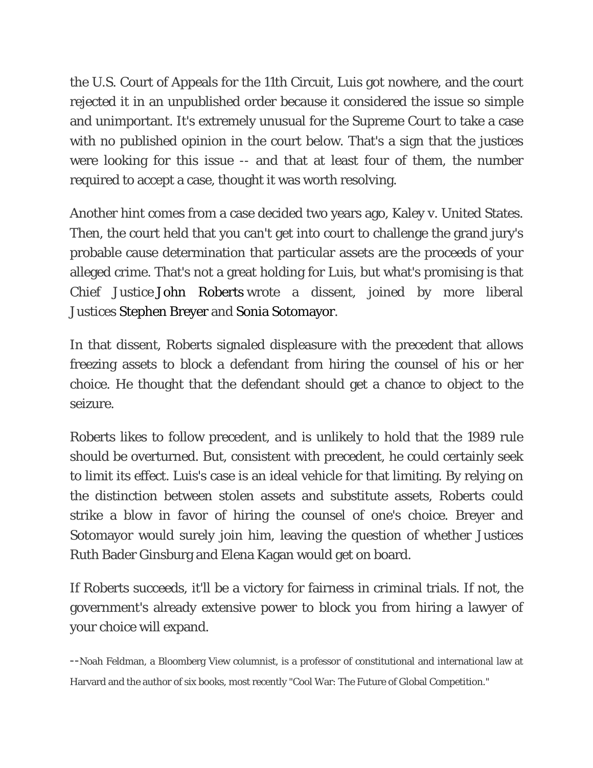the U.S. Court of Appeals for the 11th Circuit, Luis got nowhere, and the court rejected it in an unpublished order because it considered the issue so simple and unimportant. It's extremely unusual for the Supreme Court to take a case with no published opinion in the court below. That's a sign that the justices were looking for this issue -- and that at least four of them, the number required to accept a case, thought it was worth resolving.

Another hint comes from a case decided two years ago, Kaley v. United States. Then, the court held that you can't get into court to challenge the grand jury's probable cause determination that particular assets are the proceeds of your alleged crime. That's not a great holding for Luis, but what's promising is that Chief Justice John Roberts wrote a dissent, joined by more liberal Justices Stephen Breyer and Sonia Sotomayor.

In that dissent, Roberts signaled displeasure with the precedent that allows freezing assets to block a defendant from hiring the counsel of his or her choice. He thought that the defendant should get a chance to object to the seizure.

Roberts likes to follow precedent, and is unlikely to hold that the 1989 rule should be overturned. But, consistent with precedent, he could certainly seek to limit its effect. Luis's case is an ideal vehicle for that limiting. By relying on the distinction between stolen assets and substitute assets, Roberts could strike a blow in favor of hiring the counsel of one's choice. Breyer and Sotomayor would surely join him, leaving the question of whether Justices Ruth Bader Ginsburg and Elena Kagan would get on board.

If Roberts succeeds, it'll be a victory for fairness in criminal trials. If not, the government's already extensive power to block you from hiring a lawyer of your choice will expand.

--Noah Feldman, a Bloomberg View columnist, is a professor of constitutional and international law at Harvard and the author of six books, most recently "Cool War: The Future of Global Competition."